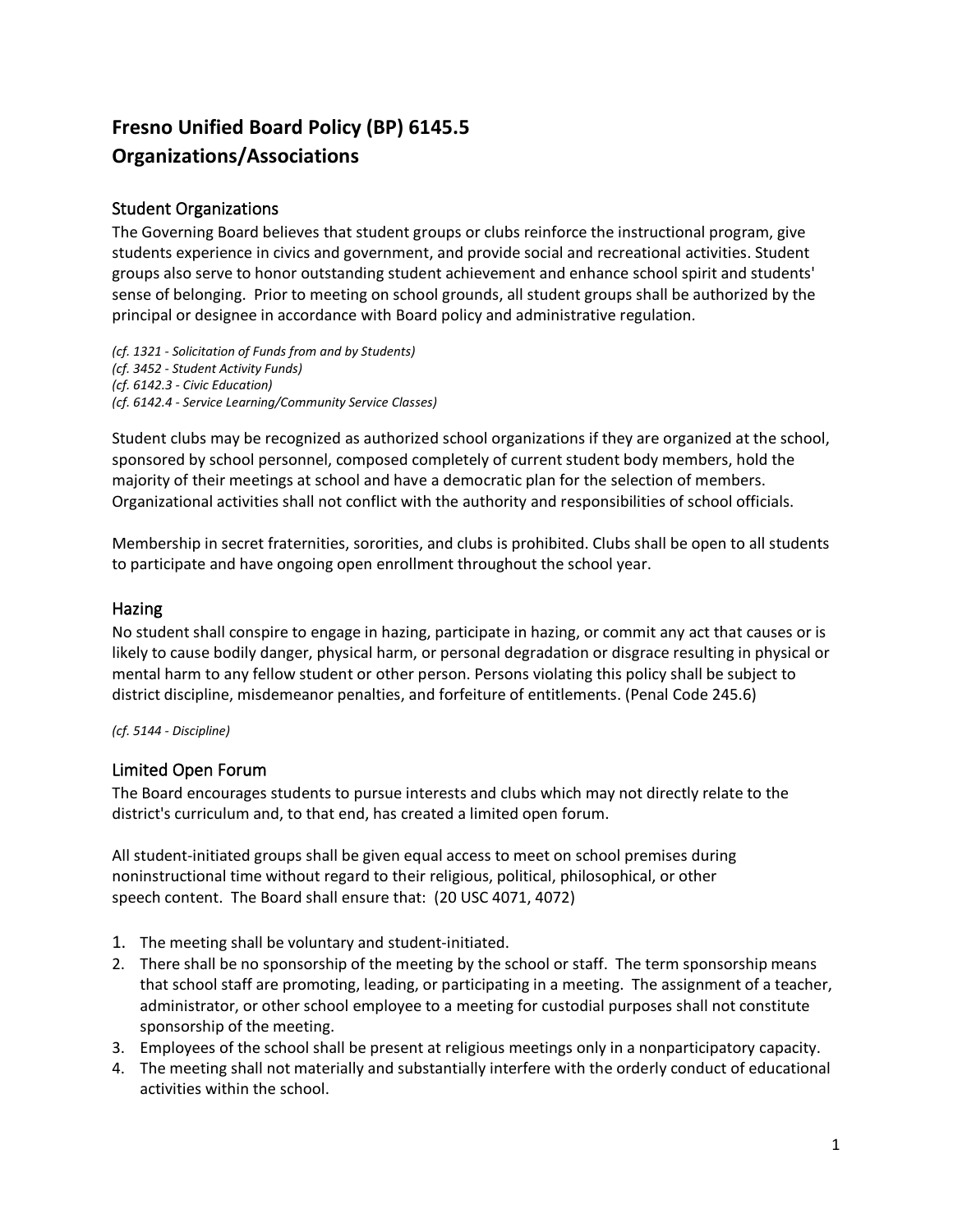# Fresno Unified Board Policy (BP) 6145.5
# Organizations/Associations

## Student Organizations

The Governing Board believes that student groups or clubs reinforce the instructional program, give students experience in civics and government, and provide social and recreational activities. Student groups also serve to honor outstanding student achievement and enhance school spirit and students' sense of belonging. Prior to meeting on school grounds, all student groups shall be authorized by the principal or designee in accordance with Board policy and administrative regulation.

*(cf. 1321 - Solicitation of Funds from and by Students)*
*(cf. 3452 - Student Activity Funds)*
*(cf. 6142.3 - Civic Education)*
*(cf. 6142.4 - Service Learning/Community Service Classes)*

Student clubs may be recognized as authorized school organizations if they are organized at the school, sponsored by school personnel, composed completely of current student body members, hold the majority of their meetings at school and have a democratic plan for the selection of members. Organizational activities shall not conflict with the authority and responsibilities of school officials.

Membership in secret fraternities, sororities, and clubs is prohibited. Clubs shall be open to all students to participate and have ongoing open enrollment throughout the school year.

## Hazing

No student shall conspire to engage in hazing, participate in hazing, or commit any act that causes or is likely to cause bodily danger, physical harm, or personal degradation or disgrace resulting in physical or mental harm to any fellow student or other person. Persons violating this policy shall be subject to district discipline, misdemeanor penalties, and forfeiture of entitlements. (Penal Code 245.6)

*(cf. 5144 - Discipline)*

## Limited Open Forum

The Board encourages students to pursue interests and clubs which may not directly relate to the district's curriculum and, to that end, has created a limited open forum.

All student-initiated groups shall be given equal access to meet on school premises during noninstructional time without regard to their religious, political, philosophical, or other speech content. The Board shall ensure that: (20 USC 4071, 4072)

1. The meeting shall be voluntary and student-initiated.
2. There shall be no sponsorship of the meeting by the school or staff. The term sponsorship means that school staff are promoting, leading, or participating in a meeting. The assignment of a teacher, administrator, or other school employee to a meeting for custodial purposes shall not constitute sponsorship of the meeting.
3. Employees of the school shall be present at religious meetings only in a nonparticipatory capacity.
4. The meeting shall not materially and substantially interfere with the orderly conduct of educational activities within the school.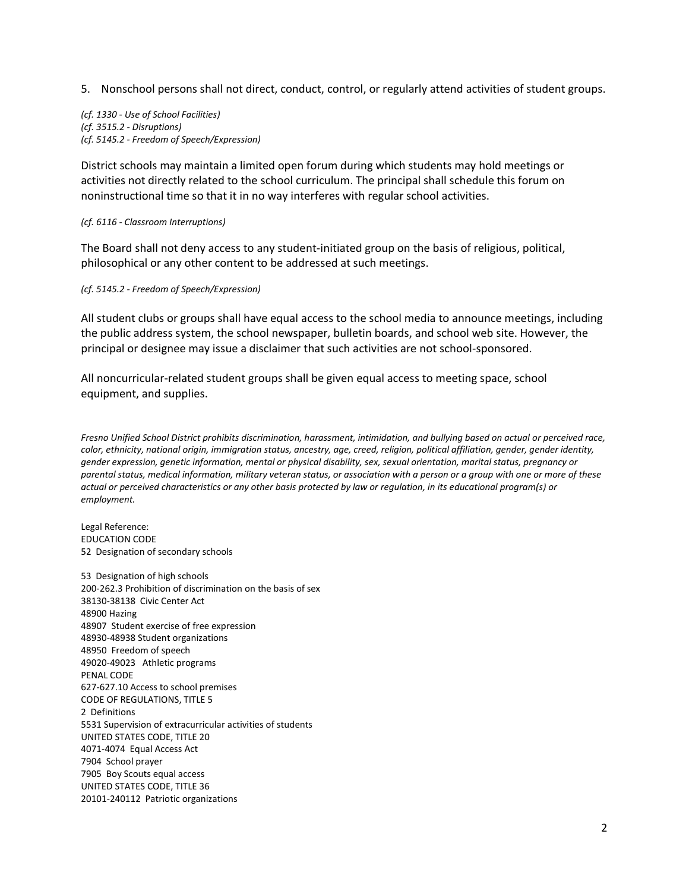5. Nonschool persons shall not direct, conduct, control, or regularly attend activities of student groups.

*(cf. 1330 - Use of School Facilities)*
*(cf. 3515.2 - Disruptions)*
*(cf. 5145.2 - Freedom of Speech/Expression)*

District schools may maintain a limited open forum during which students may hold meetings or activities not directly related to the school curriculum. The principal shall schedule this forum on noninstructional time so that it in no way interferes with regular school activities.

*(cf. 6116 - Classroom Interruptions)*

The Board shall not deny access to any student-initiated group on the basis of religious, political, philosophical or any other content to be addressed at such meetings.

*(cf. 5145.2 - Freedom of Speech/Expression)*

All student clubs or groups shall have equal access to the school media to announce meetings, including the public address system, the school newspaper, bulletin boards, and school web site. However, the principal or designee may issue a disclaimer that such activities are not school-sponsored.

All noncurricular-related student groups shall be given equal access to meeting space, school equipment, and supplies.

*Fresno Unified School District prohibits discrimination, harassment, intimidation, and bullying based on actual or perceived race, color, ethnicity, national origin, immigration status, ancestry, age, creed, religion, political affiliation, gender, gender identity, gender expression, genetic information, mental or physical disability, sex, sexual orientation, marital status, pregnancy or parental status, medical information, military veteran status, or association with a person or a group with one or more of these actual or perceived characteristics or any other basis protected by law or regulation, in its educational program(s) or employment.*

Legal Reference:
EDUCATION CODE
52 Designation of secondary schools

53 Designation of high schools
200-262.3 Prohibition of discrimination on the basis of sex
38130-38138 Civic Center Act
48900 Hazing
48907 Student exercise of free expression
48930-48938 Student organizations
48950 Freedom of speech
49020-49023 Athletic programs
PENAL CODE
627-627.10 Access to school premises
CODE OF REGULATIONS, TITLE 5
2 Definitions
5531 Supervision of extracurricular activities of students
UNITED STATES CODE, TITLE 20
4071-4074 Equal Access Act
7904 School prayer
7905 Boy Scouts equal access
UNITED STATES CODE, TITLE 36
20101-240112 Patriotic organizations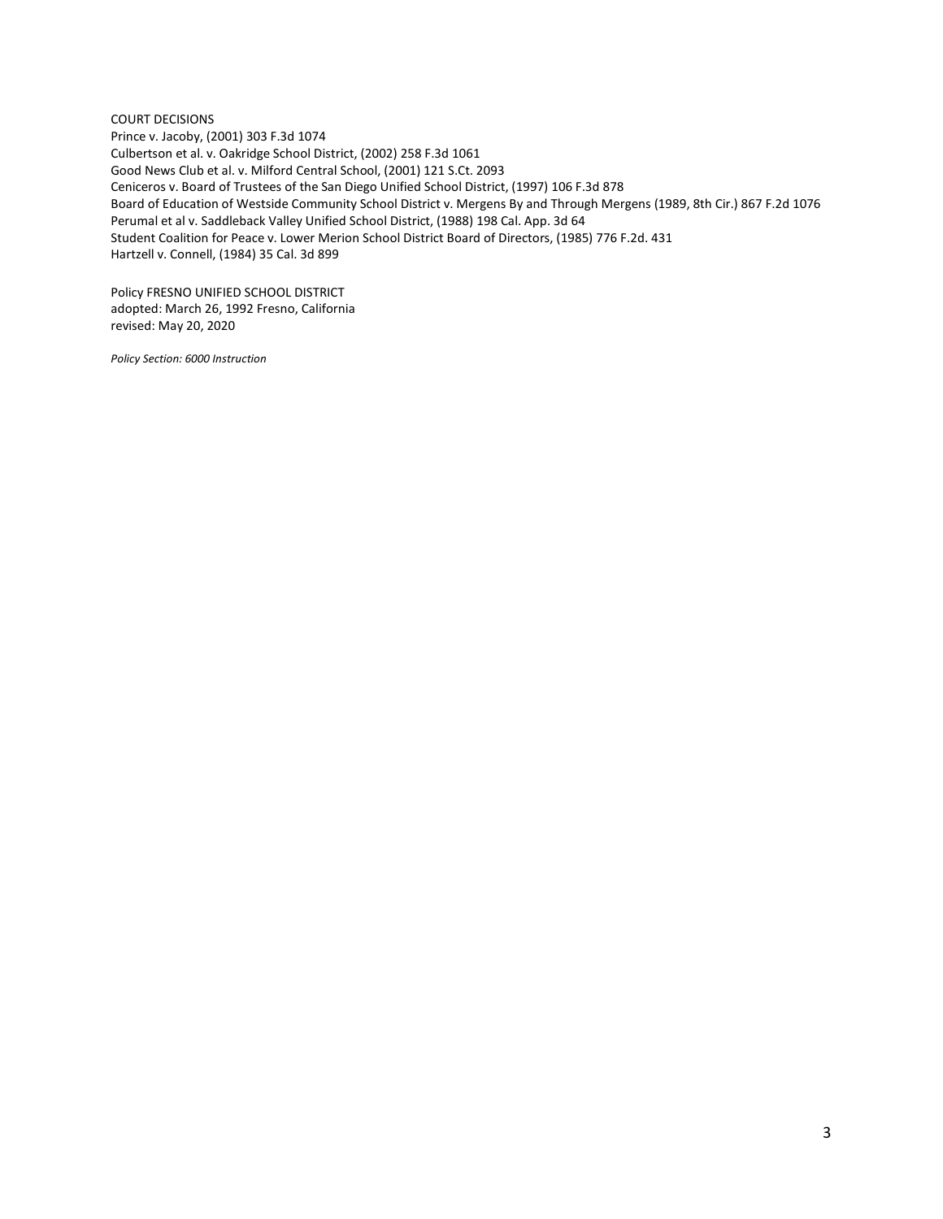COURT DECISIONS
Prince v. Jacoby, (2001) 303 F.3d 1074
Culbertson et al. v. Oakridge School District, (2002) 258 F.3d 1061
Good News Club et al. v. Milford Central School, (2001) 121 S.Ct. 2093
Ceniceros v. Board of Trustees of the San Diego Unified School District, (1997) 106 F.3d 878
Board of Education of Westside Community School District v. Mergens By and Through Mergens (1989, 8th Cir.) 867 F.2d 1076
Perumal et al v. Saddleback Valley Unified School District, (1988) 198 Cal. App. 3d 64
Student Coalition for Peace v. Lower Merion School District Board of Directors, (1985) 776 F.2d. 431
Hartzell v. Connell, (1984) 35 Cal. 3d 899

Policy FRESNO UNIFIED SCHOOL DISTRICT
adopted: March 26, 1992 Fresno, California
revised: May 20, 2020

*Policy Section: 6000 Instruction*